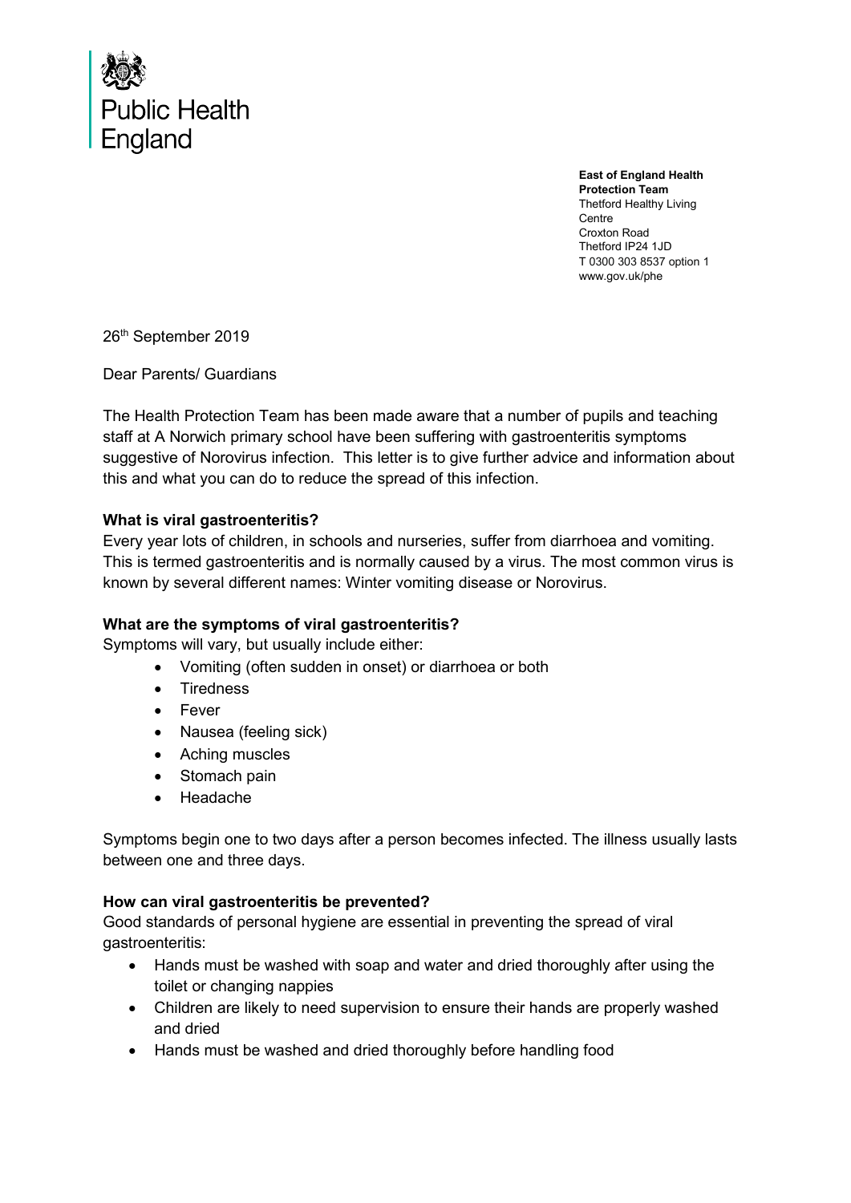Public Health England

**East of England Health Protection Team**
Thetford Healthy Living Centre
Croxton Road
Thetford IP24 1JD
T 0300 303 8537 option 1
www.gov.uk/phe

26th September 2019

Dear Parents/ Guardians

The Health Protection Team has been made aware that a number of pupils and teaching staff at A Norwich primary school have been suffering with gastroenteritis symptoms suggestive of Norovirus infection. This letter is to give further advice and information about this and what you can do to reduce the spread of this infection.

**What is viral gastroenteritis?**
Every year lots of children, in schools and nurseries, suffer from diarrhoea and vomiting. This is termed gastroenteritis and is normally caused by a virus. The most common virus is known by several different names: Winter vomiting disease or Norovirus.

**What are the symptoms of viral gastroenteritis?**
Symptoms will vary, but usually include either:

- Vomiting (often sudden in onset) or diarrhoea or both
- Tiredness
- Fever
- Nausea (feeling sick)
- Aching muscles
- Stomach pain
- Headache

Symptoms begin one to two days after a person becomes infected. The illness usually lasts between one and three days.

**How can viral gastroenteritis be prevented?**
Good standards of personal hygiene are essential in preventing the spread of viral gastroenteritis:

- Hands must be washed with soap and water and dried thoroughly after using the toilet or changing nappies
- Children are likely to need supervision to ensure their hands are properly washed and dried
- Hands must be washed and dried thoroughly before handling food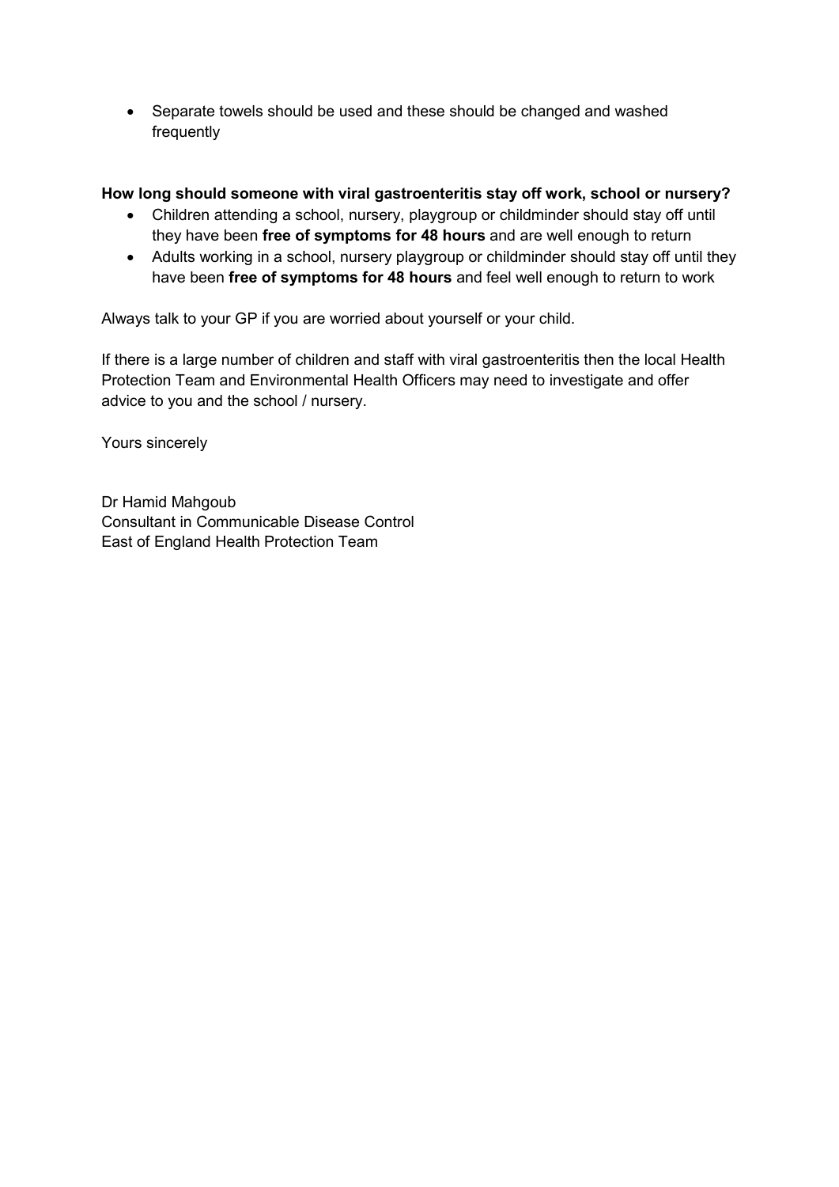- Separate towels should be used and these should be changed and washed frequently

**How long should someone with viral gastroenteritis stay off work, school or nursery?**

- Children attending a school, nursery, playgroup or childminder should stay off until they have been **free of symptoms for 48 hours** and are well enough to return
- Adults working in a school, nursery playgroup or childminder should stay off until they have been **free of symptoms for 48 hours** and feel well enough to return to work

Always talk to your GP if you are worried about yourself or your child.

If there is a large number of children and staff with viral gastroenteritis then the local Health Protection Team and Environmental Health Officers may need to investigate and offer advice to you and the school / nursery.

Yours sincerely

Dr Hamid Mahgoub
Consultant in Communicable Disease Control
East of England Health Protection Team